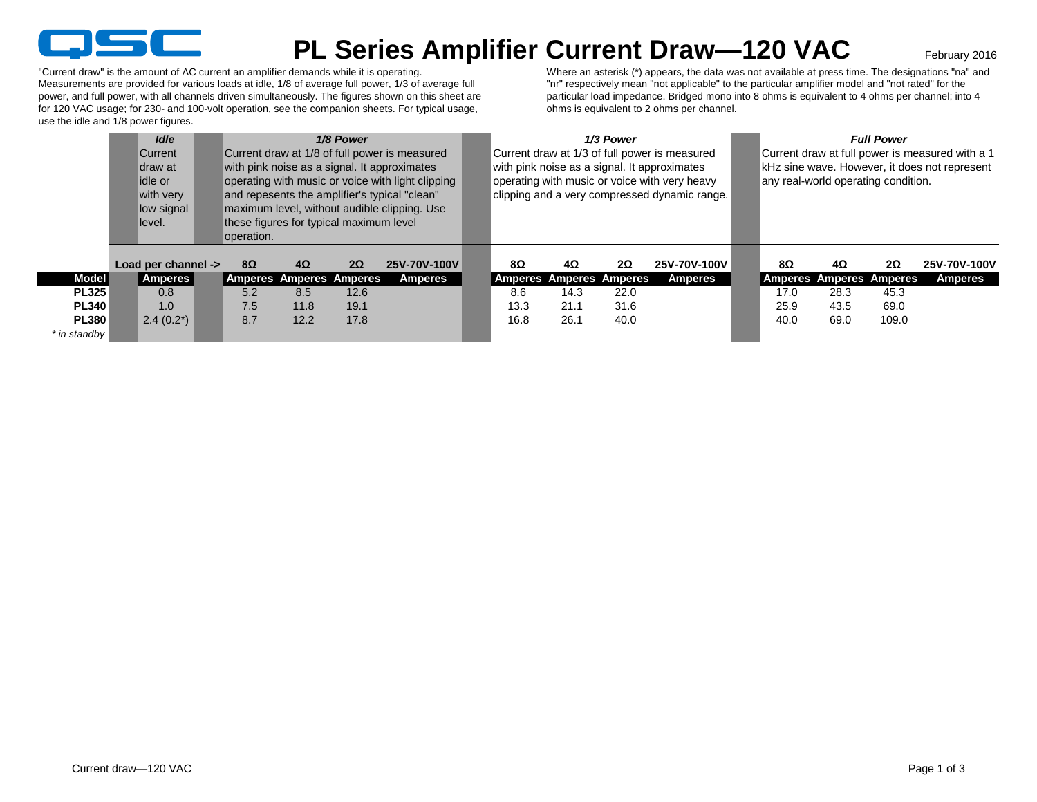QSC

# PL Series Amplifier Current Draw—120 VAC

February 2016

"Current draw" is the amount of AC current an amplifier demands while it is operating. Measurements are provided for various loads at idle, 1/8 of average full power, 1/3 of average full power, and full power, with all channels driven simultaneously. The figures shown on this sheet are for 120 VAC usage; for 230- and 100-volt operation, see the companion sheets. For typical usage, use the idle and 1/8 power figures.

Where an asterisk (*) appears, the data was not available at press time. The designations "na" and "nr" respectively mean "not applicable" to the particular amplifier model and "not rated" for the particular load impedance. Bridged mono into 8 ohms is equivalent to 4 ohms per channel; into 4 ohms is equivalent to 2 ohms per channel.

***Idle*** Current draw at idle or with very low signal level.

***1/8 Power*** Current draw at 1/8 of full power is measured with pink noise as a signal. It approximates operating with music or voice with light clipping and repesents the amplifier's typical "clean" maximum level, without audible clipping. Use these figures for typical maximum level operation.

***1/3 Power*** Current draw at 1/3 of full power is measured with pink noise as a signal. It approximates operating with music or voice with very heavy clipping and a very compressed dynamic range.

***Full Power*** Current draw at full power is measured with a 1 kHz sine wave. However, it does not represent any real-world operating condition.

| | Idle | 1/8 Power | | | | 1/3 Power | | | | Full Power | | | |
|---|---|---|---|---|---|---|---|---|---|---|---|---|---|
| | Load per channel -> | 8Ω | 4Ω | 2Ω | 25V-70V-100V | 8Ω | 4Ω | 2Ω | 25V-70V-100V | 8Ω | 4Ω | 2Ω | 25V-70V-100V |
| **Model** | **Amperes** | **Amperes** | **Amperes** | **Amperes** | **Amperes** | **Amperes** | **Amperes** | **Amperes** | **Amperes** | **Amperes** | **Amperes** | **Amperes** | **Amperes** |
| **PL325** | 0.8 | 5.2 | 8.5 | 12.6 | | 8.6 | 14.3 | 22.0 | | 17.0 | 28.3 | 45.3 | |
| **PL340** | 1.0 | 7.5 | 11.8 | 19.1 | | 13.3 | 21.1 | 31.6 | | 25.9 | 43.5 | 69.0 | |
| **PL380** | 2.4 (0.2*) | 8.7 | 12.2 | 17.8 | | 16.8 | 26.1 | 40.0 | | 40.0 | 69.0 | 109.0 | |

*\* in standby*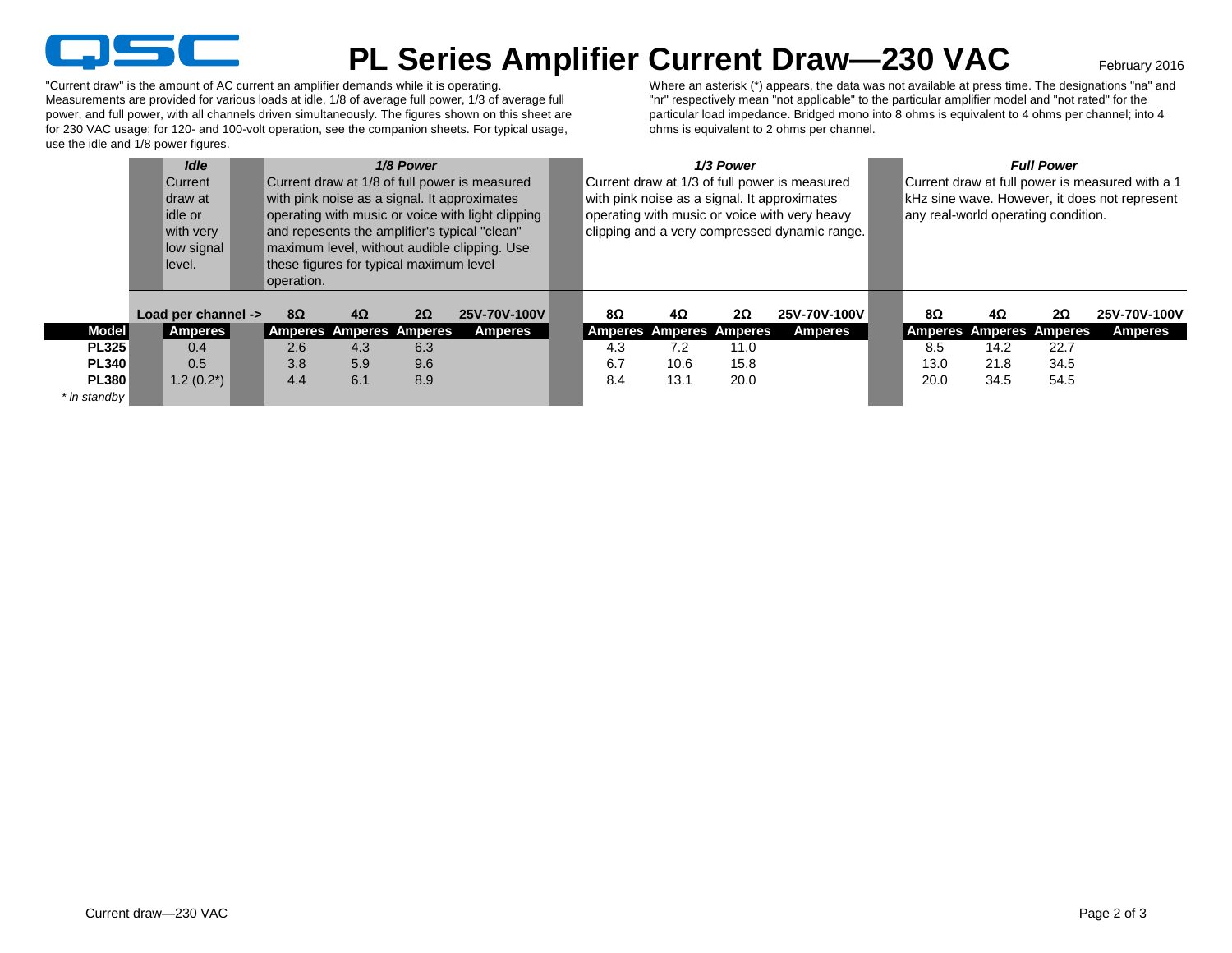# PL Series Amplifier Current Draw—230 VAC

February 2016

"Current draw" is the amount of AC current an amplifier demands while it is operating. Measurements are provided for various loads at idle, 1/8 of average full power, 1/3 of average full power, and full power, with all channels driven simultaneously. The figures shown on this sheet are for 230 VAC usage; for 120- and 100-volt operation, see the companion sheets. For typical usage, use the idle and 1/8 power figures.

Where an asterisk (*) appears, the data was not available at press time. The designations "na" and "nr" respectively mean "not applicable" to the particular amplifier model and "not rated" for the particular load impedance. Bridged mono into 8 ohms is equivalent to 4 ohms per channel; into 4 ohms is equivalent to 2 ohms per channel.

***Idle*** — Current draw at idle or with very low signal level.

***1/8 Power*** — Current draw at 1/8 of full power is measured with pink noise as a signal. It approximates operating with music or voice with light clipping and repesents the amplifier's typical "clean" maximum level, without audible clipping. Use these figures for typical maximum level operation.

***1/3 Power*** — Current draw at 1/3 of full power is measured with pink noise as a signal. It approximates operating with music or voice with very heavy clipping and a very compressed dynamic range.

***Full Power*** — Current draw at full power is measured with a 1 kHz sine wave. However, it does not represent any real-world operating condition.

| | Idle | 1/8 Power | | | | 1/3 Power | | | | Full Power | | | |
|---|---|---|---|---|---|---|---|---|---|---|---|---|---|
| Load per channel -> | | 8Ω | 4Ω | 2Ω | 25V-70V-100V | 8Ω | 4Ω | 2Ω | 25V-70V-100V | 8Ω | 4Ω | 2Ω | 25V-70V-100V |
| **Model** | **Amperes** | **Amperes** | **Amperes** | **Amperes** | **Amperes** | **Amperes** | **Amperes** | **Amperes** | **Amperes** | **Amperes** | **Amperes** | **Amperes** | **Amperes** |
| **PL325** | 0.4 | 2.6 | 4.3 | 6.3 | | 4.3 | 7.2 | 11.0 | | 8.5 | 14.2 | 22.7 | |
| **PL340** | 0.5 | 3.8 | 5.9 | 9.6 | | 6.7 | 10.6 | 15.8 | | 13.0 | 21.8 | 34.5 | |
| **PL380** | 1.2 (0.2*) | 4.4 | 6.1 | 8.9 | | 8.4 | 13.1 | 20.0 | | 20.0 | 34.5 | 54.5 | |

*\* in standby*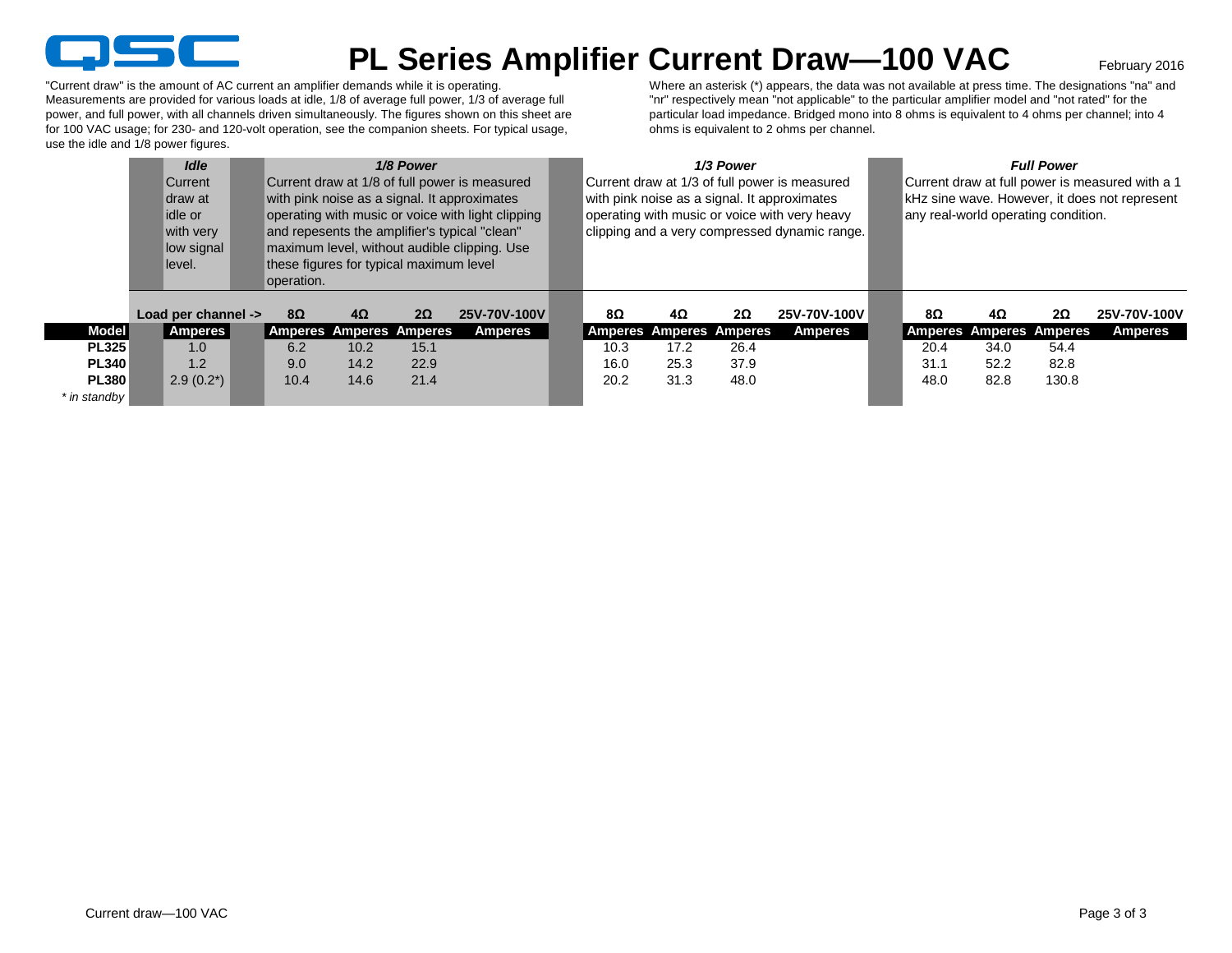# PL Series Amplifier Current Draw—100 VAC

February 2016

"Current draw" is the amount of AC current an amplifier demands while it is operating. Measurements are provided for various loads at idle, 1/8 of average full power, 1/3 of average full power, and full power, with all channels driven simultaneously. The figures shown on this sheet are for 100 VAC usage; for 230- and 120-volt operation, see the companion sheets. For typical usage, use the idle and 1/8 power figures.

Where an asterisk (*) appears, the data was not available at press time. The designations "na" and "nr" respectively mean "not applicable" to the particular amplifier model and "not rated" for the particular load impedance. Bridged mono into 8 ohms is equivalent to 4 ohms per channel; into 4 ohms is equivalent to 2 ohms per channel.

| | ***Idle*** | ***1/8 Power*** | | | | ***1/3 Power*** | | | | ***Full Power*** | | | |
|---|---|---|---|---|---|---|---|---|---|---|---|---|---|
| | Current draw at idle or with very low signal level. | Current draw at 1/8 of full power is measured with pink noise as a signal. It approximates operating with music or voice with light clipping and repesents the amplifier's typical "clean" maximum level, without audible clipping. Use these figures for typical maximum level operation. | | | | Current draw at 1/3 of full power is measured with pink noise as a signal. It approximates operating with music or voice with very heavy clipping and a very compressed dynamic range. | | | | Current draw at full power is measured with a 1 kHz sine wave. However, it does not represent any real-world operating condition. | | | |
| | **Load per channel ->** | **8Ω** | **4Ω** | **2Ω** | **25V-70V-100V** | **8Ω** | **4Ω** | **2Ω** | **25V-70V-100V** | **8Ω** | **4Ω** | **2Ω** | **25V-70V-100V** |
| **Model** | **Amperes** | **Amperes** | **Amperes** | **Amperes** | **Amperes** | **Amperes** | **Amperes** | **Amperes** | **Amperes** | **Amperes** | **Amperes** | **Amperes** | **Amperes** |
| **PL325** | 1.0 | 6.2 | 10.2 | 15.1 | | 10.3 | 17.2 | 26.4 | | 20.4 | 34.0 | 54.4 | |
| **PL340** | 1.2 | 9.0 | 14.2 | 22.9 | | 16.0 | 25.3 | 37.9 | | 31.1 | 52.2 | 82.8 | |
| **PL380** | 2.9 (0.2*) | 10.4 | 14.6 | 21.4 | | 20.2 | 31.3 | 48.0 | | 48.0 | 82.8 | 130.8 | |

*\* in standby*

Current draw—100 VAC